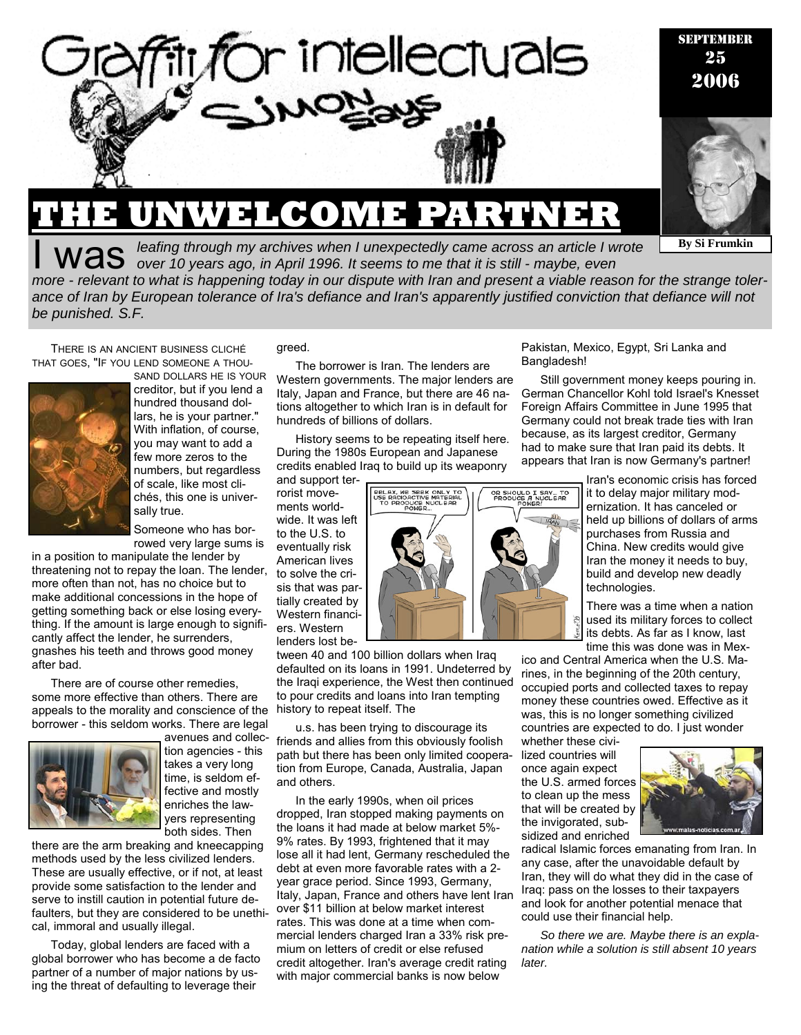# Graffiti for intellectuals

## Simon Says

SEPTEMBER 25 2006

By Si Frumkin

# THE UNWELCOME PARTNER

I was *leafing through my archives when I unexpectedly came across an article I wrote over 10 years ago, in April 1996. It seems to me that it is still - maybe, even more - relevant to what is happening today in our dispute with Iran and present a viable reason for the strange tolerance of Iran by European tolerance of Ira's defiance and Iran's apparently justified conviction that defiance will not be punished. S.F.*

THERE IS AN ANCIENT BUSINESS CLICHÉ THAT GOES, "IF YOU LEND SOMEONE A THOUSAND DOLLARS HE IS YOUR creditor, but if you lend a hundred thousand dollars, he is your partner." With inflation, of course, you may want to add a few more zeros to the numbers, but regardless of scale, like most clichés, this one is universally true.

Someone who has borrowed very large sums is in a position to manipulate the lender by threatening not to repay the loan. The lender, more often than not, has no choice but to make additional concessions in the hope of getting something back or else losing everything. If the amount is large enough to significantly affect the lender, he surrenders, gnashes his teeth and throws good money after bad.

There are of course other remedies, some more effective than others. There are appeals to the morality and conscience of the borrower - this seldom works. There are legal avenues and collection agencies - this takes a very long time, is seldom effective and mostly enriches the lawyers representing both sides. Then there are the arm breaking and kneecapping methods used by the less civilized lenders. These are usually effective, or if not, at least provide some satisfaction to the lender and serve to instill caution in potential future defaulters, but they are considered to be unethical, immoral and usually illegal.

Today, global lenders are faced with a global borrower who has become a de facto partner of a number of major nations by using the threat of defaulting to leverage their greed.

The borrower is Iran. The lenders are Western governments. The major lenders are Italy, Japan and France, but there are 46 nations altogether to which Iran is in default for hundreds of billions of dollars.

History seems to be repeating itself here. During the 1980s European and Japanese credits enabled Iraq to build up its weaponry and support terrorist movements worldwide. It was left to the U.S. to eventually risk American lives to solve the crisis that was partially created by Western financiers. Western lenders lost between 40 and 100 billion dollars when Iraq defaulted on its loans in 1991. Undeterred by the Iraqi experience, the West then continued to pour credits and loans into Iran tempting history to repeat itself. The

u.s. has been trying to discourage its friends and allies from this obviously foolish path but there has been only limited cooperation from Europe, Canada, Australia, Japan and others.

In the early 1990s, when oil prices dropped, Iran stopped making payments on the loans it had made at below market 5%-9% rates. By 1993, frightened that it may lose all it had lent, Germany rescheduled the debt at even more favorable rates with a 2-year grace period. Since 1993, Germany, Italy, Japan, France and others have lent Iran over $11 billion at below market interest rates. This was done at a time when commercial lenders charged Iran a 33% risk premium on letters of credit or else refused credit altogether. Iran's average credit rating with major commercial banks is now below Pakistan, Mexico, Egypt, Sri Lanka and Bangladesh!

Still government money keeps pouring in. German Chancellor Kohl told Israel's Knesset Foreign Affairs Committee in June 1995 that Germany could not break trade ties with Iran because, as its largest creditor, Germany had to make sure that Iran paid its debts. It appears that Iran is now Germany's partner!

Iran's economic crisis has forced it to delay major military modernization. It has canceled or held up billions of dollars of arms purchases from Russia and China. New credits would give Iran the money it needs to buy, build and develop new deadly technologies.

There was a time when a nation used its military forces to collect its debts. As far as I know, last time this was done was in Mexico and Central America when the U.S. Marines, in the beginning of the 20th century, occupied ports and collected taxes to repay money these countries owed. Effective as it was, this is no longer something civilized countries are expected to do. I just wonder whether these civilized countries will once again expect the U.S. armed forces to clean up the mess that will be created by the invigorated, subsidized and enriched radical Islamic forces emanating from Iran. In any case, after the unavoidable default by Iran, they will do what they did in the case of Iraq: pass on the losses to their taxpayers and look for another potential menace that could use their financial help.

*So there we are. Maybe there is an explanation while a solution is still absent 10 years later.*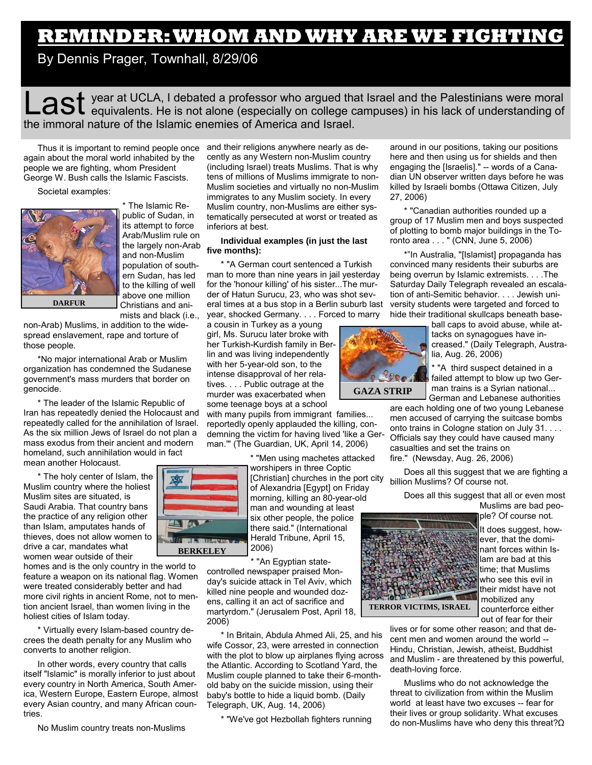# REMINDER: WHOM AND WHY ARE WE FIGHTING

By Dennis Prager, Townhall, 8/29/06

Last year at UCLA, I debated a professor who argued that Israel and the Palestinians were moral equivalents. He is not alone (especially on college campuses) in his lack of understanding of the immoral nature of the Islamic enemies of America and Israel.

Thus it is important to remind people once again about the moral world inhabited by the people we are fighting, whom President George W. Bush calls the Islamic Fascists.

Societal examples:

DARFUR

* The Islamic Republic of Sudan, in its attempt to force Arab/Muslim rule on the largely non-Arab and non-Muslim population of southern Sudan, has led to the killing of well above one million Christians and animists and black (i.e., non-Arab) Muslims, in addition to the widespread enslavement, rape and torture of those people.

*No major international Arab or Muslim organization has condemned the Sudanese government's mass murders that border on genocide.

* The leader of the Islamic Republic of Iran has repeatedly denied the Holocaust and repeatedly called for the annihilation of Israel. As the six million Jews of Israel do not plan a mass exodus from their ancient and modern homeland, such annihilation would in fact mean another Holocaust.

* The holy center of Islam, the Muslim country where the holiest Muslim sites are situated, is Saudi Arabia. That country bans the practice of any religion other than Islam, amputates hands of thieves, does not allow women to drive a car, mandates what women wear outside of their homes and is the only country in the world to feature a weapon on its national flag. Women were treated considerably better and had more civil rights in ancient Rome, not to mention ancient Israel, than women living in the holiest cities of Islam today.

BERKELEY

* Virtually every Islam-based country decrees the death penalty for any Muslim who converts to another religion.

In other words, every country that calls itself "Islamic" is morally inferior to just about every country in North America, South America, Western Europe, Eastern Europe, almost every Asian country, and many African countries.

No Muslim country treats non-Muslims and their religions anywhere nearly as decently as any Western non-Muslim country (including Israel) treats Muslims. That is why tens of millions of Muslims immigrate to non-Muslim societies and virtually no non-Muslim immigrates to any Muslim society. In every Muslim country, non-Muslims are either systematically persecuted at worst or treated as inferiors at best.

**Individual examples (in just the last five months):**

* "A German court sentenced a Turkish man to more than nine years in jail yesterday for the 'honour killing' of his sister...The murder of Hatun Surucu, 23, who was shot several times at a bus stop in a Berlin suburb last year, shocked Germany. . . . Forced to marry a cousin in Turkey as a young girl, Ms. Surucu later broke with her Turkish-Kurdish family in Berlin and was living independently with her 5-year-old son, to the intense disapproval of her relatives. . . . Public outrage at the murder was exacerbated when some teenage boys at a school with many pupils from immigrant families... reportedly openly applauded the killing, condemning the victim for having lived 'like a German.'" (The Guardian, UK, April 14, 2006)

GAZA STRIP

* "Men using machetes attacked worshipers in three Coptic [Christian] churches in the port city of Alexandria [Egypt] on Friday morning, killing an 80-year-old man and wounding at least six other people, the police there said." (International Herald Tribune, April 15, 2006)

* "An Egyptian state-controlled newspaper praised Monday's suicide attack in Tel Aviv, which killed nine people and wounded dozens, calling it an act of sacrifice and martyrdom." (Jerusalem Post, April 18, 2006)

* In Britain, Abdula Ahmed Ali, 25, and his wife Cossor, 23, were arrested in connection with the plot to blow up airplanes flying across the Atlantic. According to Scotland Yard, the Muslim couple planned to take their 6-month-old baby on the suicide mission, using their baby's bottle to hide a liquid bomb. (Daily Telegraph, UK, Aug. 14, 2006)

* "We've got Hezbollah fighters running around in our positions, taking our positions here and then using us for shields and then engaging the [Israelis]." -- words of a Canadian UN observer written days before he was killed by Israeli bombs (Ottawa Citizen, July 27, 2006)

* "Canadian authorities rounded up a group of 17 Muslim men and boys suspected of plotting to bomb major buildings in the Toronto area . . . " (CNN, June 5, 2006)

*"In Australia, "[Islamist] propaganda has convinced many residents their suburbs are being overrun by Islamic extremists. . . .The Saturday Daily Telegraph revealed an escalation of anti-Semitic behavior. . . . Jewish university students were targeted and forced to hide their traditional skullcaps beneath baseball caps to avoid abuse, while attacks on synagogues have increased." (Daily Telegraph, Australia, Aug. 26, 2006)

* "A third suspect detained in a failed attempt to blow up two German trains is a Syrian national... German and Lebanese authorities are each holding one of two young Lebanese men accused of carrying the suitcase bombs onto trains in Cologne station on July 31. . . . Officials say they could have caused many casualties and set the trains on fire." (Newsday, Aug. 26, 2006)

Does all this suggest that we are fighting a billion Muslims? Of course not.

Does all this suggest that all or even most Muslims are bad people? Of course not.

TERROR VICTIMS, ISRAEL

It does suggest, however, that the dominant forces within Islam are bad at this time; that Muslims who see this evil in their midst have not mobilized any counterforce either out of fear for their lives or for some other reason; and that decent men and women around the world -- Hindu, Christian, Jewish, atheist, Buddhist and Muslim - are threatened by this powerful, death-loving force.

Muslims who do not acknowledge the threat to civilization from within the Muslim world at least have two excuses -- fear for their lives or group solidarity. What excuses do non-Muslims have who deny this threat?Ω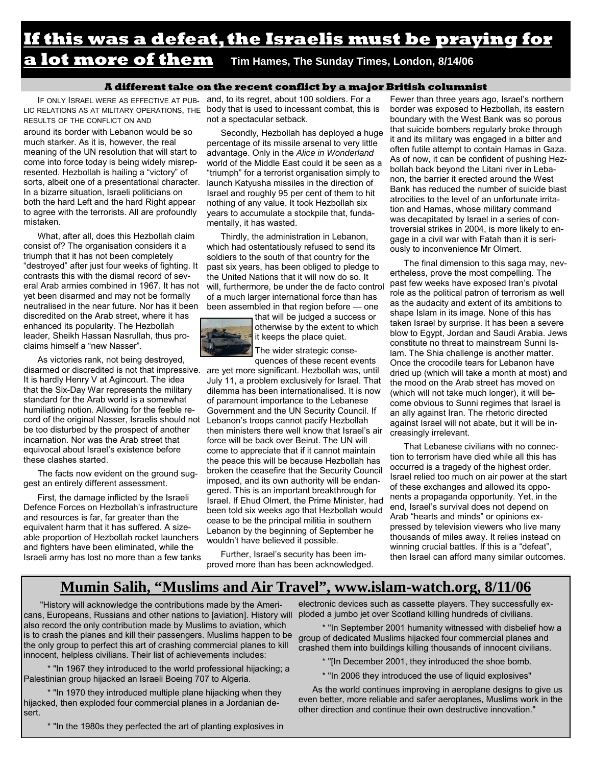# If this was a defeat, the Israelis must be praying for a lot more of them

**Tim Hames, The Sunday Times, London, 8/14/06**

**A different take on the recent conflict by a major British columnist**

IF ONLY ISRAEL WERE AS EFFECTIVE AT PUBLIC RELATIONS AS AT MILITARY OPERATIONS, THE RESULTS OF THE CONFLICT ON AND around its border with Lebanon would be so much starker. As it is, however, the real meaning of the UN resolution that will start to come into force today is being widely misrepresented. Hezbollah is hailing a "victory" of sorts, albeit one of a presentational character. In a bizarre situation, Israeli politicians on both the hard Left and the hard Right appear to agree with the terrorists. All are profoundly mistaken.

What, after all, does this Hezbollah claim consist of? The organisation considers it a triumph that it has not been completely "destroyed" after just four weeks of fighting. It contrasts this with the dismal record of several Arab armies combined in 1967. It has not yet been disarmed and may not be formally neutralised in the near future. Nor has it been discredited on the Arab street, where it has enhanced its popularity. The Hezbollah leader, Sheikh Hassan Nasrullah, thus proclaims himself a "new Nasser".

As victories rank, not being destroyed, disarmed or discredited is not that impressive. It is hardly Henry V at Agincourt. The idea that the Six-Day War represents the military standard for the Arab world is a somewhat humiliating notion. Allowing for the feeble record of the original Nasser, Israelis should not be too disturbed by the prospect of another incarnation. Nor was the Arab street that equivocal about Israel's existence before these clashes started.

The facts now evident on the ground suggest an entirely different assessment.

First, the damage inflicted by the Israeli Defence Forces on Hezbollah's infrastructure and resources is far, far greater than the equivalent harm that it has suffered. A sizeable proportion of Hezbollah rocket launchers and fighters have been eliminated, while the Israeli army has lost no more than a few tanks and, to its regret, about 100 soldiers. For a body that is used to incessant combat, this is not a spectacular setback.

Secondly, Hezbollah has deployed a huge percentage of its missile arsenal to very little advantage. Only in the *Alice in Wonderland* world of the Middle East could it be seen as a "triumph" for a terrorist organisation simply to launch Katyusha missiles in the direction of Israel and roughly 95 per cent of them to hit nothing of any value. It took Hezbollah six years to accumulate a stockpile that, fundamentally, it has wasted.

Thirdly, the administration in Lebanon, which had ostentatiously refused to send its soldiers to the south of that country for the past six years, has been obliged to pledge to the United Nations that it will now do so. It will, furthermore, be under the de facto control of a much larger international force than has been assembled in that region before — one that will be judged a success or otherwise by the extent to which it keeps the place quiet.

The wider strategic consequences of these recent events are yet more significant. Hezbollah was, until July 11, a problem exclusively for Israel. That dilemma has been internationalised. It is now of paramount importance to the Lebanese Government and the UN Security Council. If Lebanon's troops cannot pacify Hezbollah then ministers there well know that Israel's air force will be back over Beirut. The UN will come to appreciate that if it cannot maintain the peace this will be because Hezbollah has broken the ceasefire that the Security Council imposed, and its own authority will be endangered. This is an important breakthrough for Israel. If Ehud Olmert, the Prime Minister, had been told six weeks ago that Hezbollah would cease to be the principal militia in southern Lebanon by the beginning of September he wouldn't have believed it possible.

Further, Israel's security has been improved more than has been acknowledged. Fewer than three years ago, Israel's northern border was exposed to Hezbollah, its eastern boundary with the West Bank was so porous that suicide bombers regularly broke through it and its military was engaged in a bitter and often futile attempt to contain Hamas in Gaza. As of now, it can be confident of pushing Hezbollah back beyond the Litani river in Lebanon, the barrier it erected around the West Bank has reduced the number of suicide blast atrocities to the level of an unfortunate irritation and Hamas, whose military command was decapitated by Israel in a series of controversial strikes in 2004, is more likely to engage in a civil war with Fatah than it is seriously to inconvenience Mr Olmert.

The final dimension to this saga may, nevertheless, prove the most compelling. The past few weeks have exposed Iran's pivotal role as the political patron of terrorism as well as the audacity and extent of its ambitions to shape Islam in its image. None of this has taken Israel by surprise. It has been a severe blow to Egypt, Jordan and Saudi Arabia. Jews constitute no threat to mainstream Sunni Islam. The Shia challenge is another matter. Once the crocodile tears for Lebanon have dried up (which will take a month at most) and the mood on the Arab street has moved on (which will not take much longer), it will become obvious to Sunni regimes that Israel is an ally against Iran. The rhetoric directed against Israel will not abate, but it will be increasingly irrelevant.

That Lebanese civilians with no connection to terrorism have died while all this has occurred is a tragedy of the highest order. Israel relied too much on air power at the start of these exchanges and allowed its opponents a propaganda opportunity. Yet, in the end, Israel's survival does not depend on Arab "hearts and minds" or opinions expressed by television viewers who live many thousands of miles away. It relies instead on winning crucial battles. If this is a "defeat", then Israel can afford many similar outcomes.

## Mumin Salih, "Muslims and Air Travel", www.islam-watch.org, 8/11/06

"History will acknowledge the contributions made by the Americans, Europeans, Russians and other nations to [aviation]. History will also record the only contribution made by Muslims to aviation, which is to crash the planes and kill their passengers. Muslims happen to be the only group to perfect this art of crashing commercial planes to kill innocent, helpless civilians. Their list of achievements includes:

* "In 1967 they introduced to the world professional hijacking; a Palestinian group hijacked an Israeli Boeing 707 to Algeria.
* "In 1970 they introduced multiple plane hijacking when they hijacked, then exploded four commercial planes in a Jordanian desert.
* "In the 1980s they perfected the art of planting explosives in electronic devices such as cassette players. They successfully exploded a jumbo jet over Scotland killing hundreds of civilians.
* "In September 2001 humanity witnessed with disbelief how a group of dedicated Muslims hijacked four commercial planes and crashed them into buildings killing thousands of innocent civilians.
* "[In December 2001, they introduced the shoe bomb.
* "In 2006 they introduced the use of liquid explosives"

As the world continues improving in aeroplane designs to give us even better, more reliable and safer aeroplanes, Muslims work in the other direction and continue their own destructive innovation."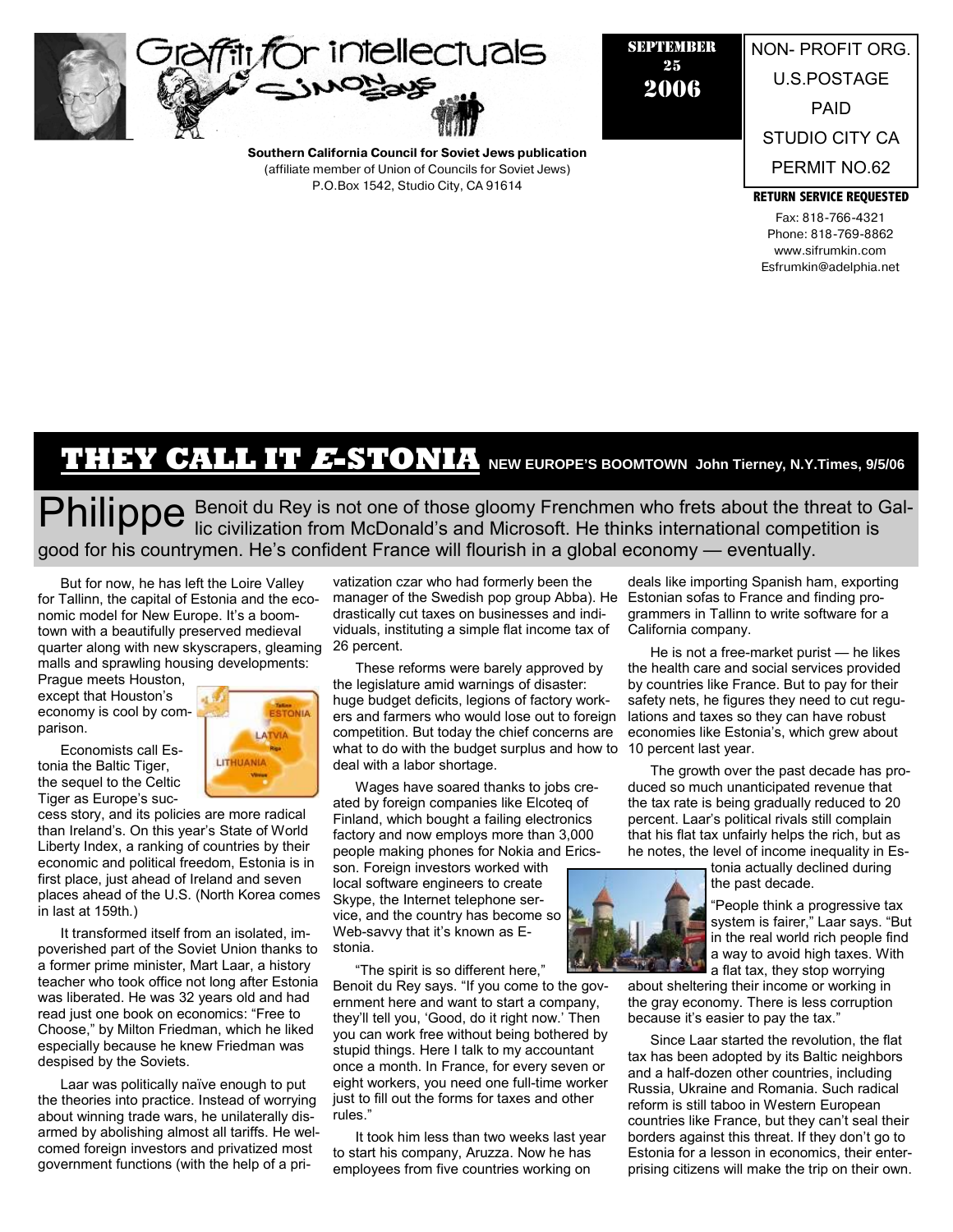Graffiti for intellectuals

Simon Says

Southern California Council for Soviet Jews publication
(affiliate member of Union of Councils for Soviet Jews)
P.O.Box 1542, Studio City, CA 91614

SEPTEMBER 25 2006

NON- PROFIT ORG.
U.S.POSTAGE
PAID
STUDIO CITY CA
PERMIT NO.62

RETURN SERVICE REQUESTED

Fax: 818-766-4321
Phone: 818-769-8862
www.sifrumkin.com
Esfrumkin@adelphia.net

# THEY CALL IT *E*-STONIA NEW EUROPE'S BOOMTOWN John Tierney, N.Y.Times, 9/5/06

Philippe Benoit du Rey is not one of those gloomy Frenchmen who frets about the threat to Gallic civilization from McDonald's and Microsoft. He thinks international competition is good for his countrymen. He's confident France will flourish in a global economy — eventually.

But for now, he has left the Loire Valley for Tallinn, the capital of Estonia and the economic model for New Europe. It's a boomtown with a beautifully preserved medieval quarter along with new skyscrapers, gleaming malls and sprawling housing developments: Prague meets Houston, except that Houston's economy is cool by comparison.

Economists call Estonia the Baltic Tiger, the sequel to the Celtic Tiger as Europe's success story, and its policies are more radical than Ireland's. On this year's State of World Liberty Index, a ranking of countries by their economic and political freedom, Estonia is in first place, just ahead of Ireland and seven places ahead of the U.S. (North Korea comes in last at 159th.)

It transformed itself from an isolated, impoverished part of the Soviet Union thanks to a former prime minister, Mart Laar, a history teacher who took office not long after Estonia was liberated. He was 32 years old and had read just one book on economics: "Free to Choose," by Milton Friedman, which he liked especially because he knew Friedman was despised by the Soviets.

Laar was politically naïve enough to put the theories into practice. Instead of worrying about winning trade wars, he unilaterally disarmed by abolishing almost all tariffs. He welcomed foreign investors and privatized most government functions (with the help of a privatization czar who had formerly been the manager of the Swedish pop group Abba). He drastically cut taxes on businesses and individuals, instituting a simple flat income tax of 26 percent.

These reforms were barely approved by the legislature amid warnings of disaster: huge budget deficits, legions of factory workers and farmers who would lose out to foreign competition. But today the chief concerns are what to do with the budget surplus and how to deal with a labor shortage.

Wages have soared thanks to jobs created by foreign companies like Elcoteq of Finland, which bought a failing electronics factory and now employs more than 3,000 people making phones for Nokia and Ericsson. Foreign investors worked with local software engineers to create Skype, the Internet telephone service, and the country has become so Web-savvy that it's known as E-stonia.

"The spirit is so different here," Benoit du Rey says. "If you come to the government here and want to start a company, they'll tell you, 'Good, do it right now.' Then you can work free without being bothered by stupid things. Here I talk to my accountant once a month. In France, for every seven or eight workers, you need one full-time worker just to fill out the forms for taxes and other rules."

It took him less than two weeks last year to start his company, Aruzza. Now he has employees from five countries working on deals like importing Spanish ham, exporting Estonian sofas to France and finding programmers in Tallinn to write software for a California company.

He is not a free-market purist — he likes the health care and social services provided by countries like France. But to pay for their safety nets, he figures they need to cut regulations and taxes so they can have robust economies like Estonia's, which grew about 10 percent last year.

The growth over the past decade has produced so much unanticipated revenue that the tax rate is being gradually reduced to 20 percent. Laar's political rivals still complain that his flat tax unfairly helps the rich, but as he notes, the level of income inequality in Estonia actually declined during the past decade.

"People think a progressive tax system is fairer," Laar says. "But in the real world rich people find a way to avoid high taxes. With a flat tax, they stop worrying about sheltering their income or working in the gray economy. There is less corruption because it's easier to pay the tax."

Since Laar started the revolution, the flat tax has been adopted by its Baltic neighbors and a half-dozen other countries, including Russia, Ukraine and Romania. Such radical reform is still taboo in Western European countries like France, but they can't seal their borders against this threat. If they don't go to Estonia for a lesson in economics, their enterprising citizens will make the trip on their own.